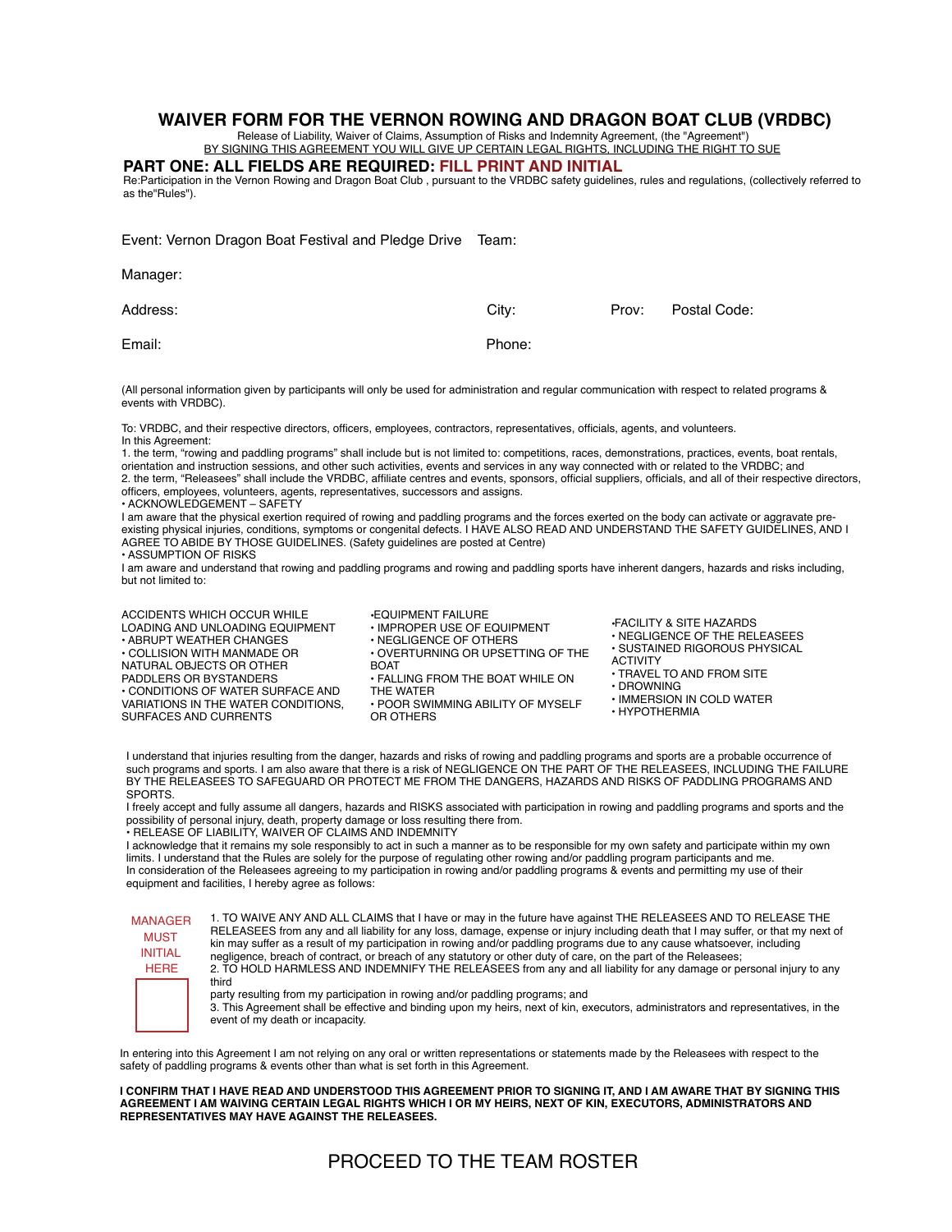# WAIVER FORM FOR THE VERNON ROWING AND DRAGON BOAT CLUB (VRDBC)

Release of Liability, Waiver of Claims, Assumption of Risks and Indemnity Agreement, (the "Agreement")

BY SIGNING THIS AGREEMENT YOU WILL GIVE UP CERTAIN LEGAL RIGHTS, INCLUDING THE RIGHT TO SUE

## PART ONE: ALL FIELDS ARE REQUIRED: FILL PRINT AND INITIAL

Re:Participation in the Vernon Rowing and Dragon Boat Club , pursuant to the VRDBC safety guidelines, rules and regulations, (collectively referred to as the"Rules").

Event: Vernon Dragon Boat Festival and Pledge Drive    Team:

Manager:

Address:    City:    Prov:    Postal Code:

Email:    Phone:

(All personal information given by participants will only be used for administration and regular communication with respect to related programs & events with VRDBC).

To: VRDBC, and their respective directors, officers, employees, contractors, representatives, officials, agents, and volunteers.

In this Agreement:

1. the term, "rowing and paddling programs" shall include but is not limited to: competitions, races, demonstrations, practices, events, boat rentals, orientation and instruction sessions, and other such activities, events and services in any way connected with or related to the VRDBC; and
2. the term, "Releasees" shall include the VRDBC, affiliate centres and events, sponsors, official suppliers, officials, and all of their respective directors, officers, employees, volunteers, agents, representatives, successors and assigns.

• ACKNOWLEDGEMENT – SAFETY

I am aware that the physical exertion required of rowing and paddling programs and the forces exerted on the body can activate or aggravate pre-existing physical injuries, conditions, symptoms or congenital defects. I HAVE ALSO READ AND UNDERSTAND THE SAFETY GUIDELINES, AND I AGREE TO ABIDE BY THOSE GUIDELINES. (Safety guidelines are posted at Centre)

• ASSUMPTION OF RISKS

I am aware and understand that rowing and paddling programs and rowing and paddling sports have inherent dangers, hazards and risks including, but not limited to:

ACCIDENTS WHICH OCCUR WHILE LOADING AND UNLOADING EQUIPMENT
• ABRUPT WEATHER CHANGES
• COLLISION WITH MANMADE OR NATURAL OBJECTS OR OTHER PADDLERS OR BYSTANDERS
• CONDITIONS OF WATER SURFACE AND VARIATIONS IN THE WATER CONDITIONS, SURFACES AND CURRENTS
•EQUIPMENT FAILURE
• IMPROPER USE OF EQUIPMENT
• NEGLIGENCE OF OTHERS
• OVERTURNING OR UPSETTING OF THE BOAT
• FALLING FROM THE BOAT WHILE ON THE WATER
• POOR SWIMMING ABILITY OF MYSELF OR OTHERS
•FACILITY & SITE HAZARDS
• NEGLIGENCE OF THE RELEASEES
• SUSTAINED RIGOROUS PHYSICAL ACTIVITY
• TRAVEL TO AND FROM SITE
• DROWNING
• IMMERSION IN COLD WATER
• HYPOTHERMIA

I understand that injuries resulting from the danger, hazards and risks of rowing and paddling programs and sports are a probable occurrence of such programs and sports. I am also aware that there is a risk of NEGLIGENCE ON THE PART OF THE RELEASEES, INCLUDING THE FAILURE BY THE RELEASEES TO SAFEGUARD OR PROTECT ME FROM THE DANGERS, HAZARDS AND RISKS OF PADDLING PROGRAMS AND SPORTS.

I freely accept and fully assume all dangers, hazards and RISKS associated with participation in rowing and paddling programs and sports and the possibility of personal injury, death, property damage or loss resulting there from.

• RELEASE OF LIABILITY, WAIVER OF CLAIMS AND INDEMNITY

I acknowledge that it remains my sole responsibly to act in such a manner as to be responsible for my own safety and participate within my own limits. I understand that the Rules are solely for the purpose of regulating other rowing and/or paddling program participants and me.

In consideration of the Releasees agreeing to my participation in rowing and/or paddling programs & events and permitting my use of their equipment and facilities, I hereby agree as follows:

MANAGER MUST INITIAL HERE

1. TO WAIVE ANY AND ALL CLAIMS that I have or may in the future have against THE RELEASEES AND TO RELEASE THE RELEASEES from any and all liability for any loss, damage, expense or injury including death that I may suffer, or that my next of kin may suffer as a result of my participation in rowing and/or paddling programs due to any cause whatsoever, including negligence, breach of contract, or breach of any statutory or other duty of care, on the part of the Releasees;
2. TO HOLD HARMLESS AND INDEMNIFY THE RELEASEES from any and all liability for any damage or personal injury to any third party resulting from my participation in rowing and/or paddling programs; and
3. This Agreement shall be effective and binding upon my heirs, next of kin, executors, administrators and representatives, in the event of my death or incapacity.

In entering into this Agreement I am not relying on any oral or written representations or statements made by the Releasees with respect to the safety of paddling programs & events other than what is set forth in this Agreement.

**I CONFIRM THAT I HAVE READ AND UNDERSTOOD THIS AGREEMENT PRIOR TO SIGNING IT, AND I AM AWARE THAT BY SIGNING THIS AGREEMENT I AM WAIVING CERTAIN LEGAL RIGHTS WHICH I OR MY HEIRS, NEXT OF KIN, EXECUTORS, ADMINISTRATORS AND REPRESENTATIVES MAY HAVE AGAINST THE RELEASEES.**

PROCEED TO THE TEAM ROSTER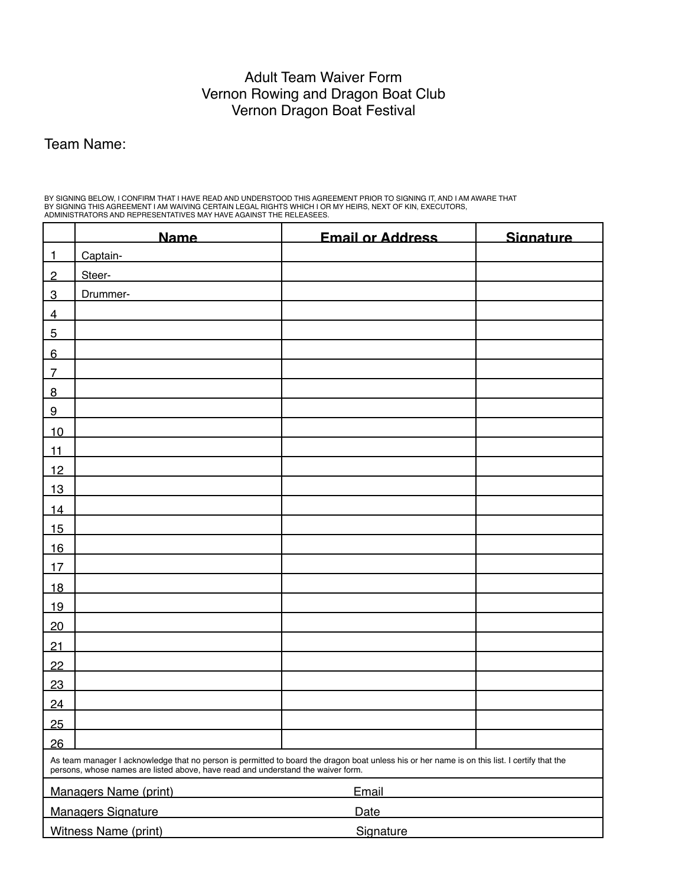Adult Team Waiver Form
Vernon Rowing and Dragon Boat Club
Vernon Dragon Boat Festival

Team Name:

BY SIGNING BELOW, I CONFIRM THAT I HAVE READ AND UNDERSTOOD THIS AGREEMENT PRIOR TO SIGNING IT, AND I AM AWARE THAT BY SIGNING THIS AGREEMENT I AM WAIVING CERTAIN LEGAL RIGHTS WHICH I OR MY HEIRS, NEXT OF KIN, EXECUTORS, ADMINISTRATORS AND REPRESENTATIVES MAY HAVE AGAINST THE RELEASEES.

| | Name | Email or Address | Signature |
|---|---|---|---|
| 1 | Captain- | | |
| 2 | Steer- | | |
| 3 | Drummer- | | |
| 4 | | | |
| 5 | | | |
| 6 | | | |
| 7 | | | |
| 8 | | | |
| 9 | | | |
| 10 | | | |
| 11 | | | |
| 12 | | | |
| 13 | | | |
| 14 | | | |
| 15 | | | |
| 16 | | | |
| 17 | | | |
| 18 | | | |
| 19 | | | |
| 20 | | | |
| 21 | | | |
| 22 | | | |
| 23 | | | |
| 24 | | | |
| 25 | | | |
| 26 | | | |

As team manager I acknowledge that no person is permitted to board the dragon boat unless his or her name is on this list. I certify that the persons, whose names are listed above, have read and understand the waiver form.

| | |
|---|---|
| Managers Name (print) | Email |
| Managers Signature | Date |
| Witness Name (print) | Signature |